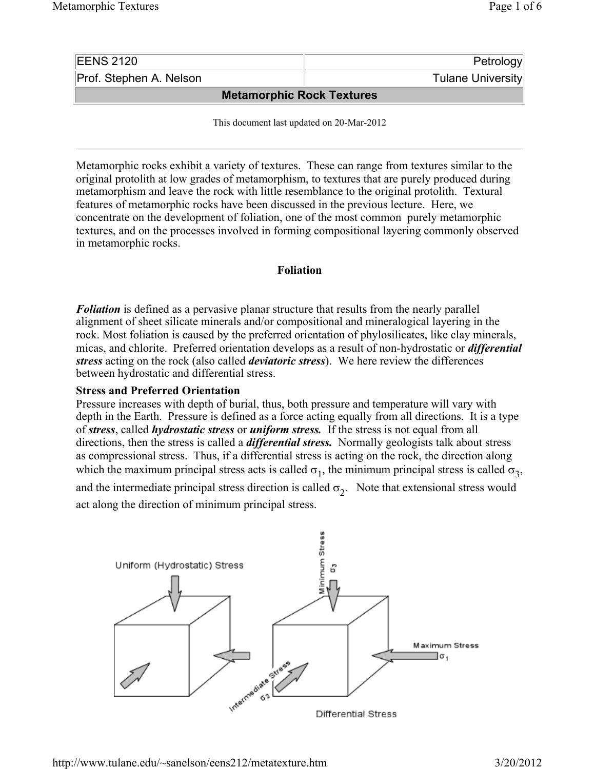| EENS 2120 | Petrology |
| --- | --- |
| Prof. Stephen A. Nelson | Tulane University |

## Metamorphic Rock Textures

This document last updated on 20-Mar-2012

Metamorphic rocks exhibit a variety of textures. These can range from textures similar to the original protolith at low grades of metamorphism, to textures that are purely produced during metamorphism and leave the rock with little resemblance to the original protolith. Textural features of metamorphic rocks have been discussed in the previous lecture. Here, we concentrate on the development of foliation, one of the most common purely metamorphic textures, and on the processes involved in forming compositional layering commonly observed in metamorphic rocks.

### Foliation

***Foliation*** is defined as a pervasive planar structure that results from the nearly parallel alignment of sheet silicate minerals and/or compositional and mineralogical layering in the rock. Most foliation is caused by the preferred orientation of phylosilicates, like clay minerals, micas, and chlorite. Preferred orientation develops as a result of non-hydrostatic or ***differential stress*** acting on the rock (also called ***deviatoric stress***). We here review the differences between hydrostatic and differential stress.

**Stress and Preferred Orientation**

Pressure increases with depth of burial, thus, both pressure and temperature will vary with depth in the Earth. Pressure is defined as a force acting equally from all directions. It is a type of ***stress***, called ***hydrostatic stress*** or ***uniform stress.*** If the stress is not equal from all directions, then the stress is called a ***differential stress.*** Normally geologists talk about stress as compressional stress. Thus, if a differential stress is acting on the rock, the direction along which the maximum principal stress acts is called $\sigma_1$, the minimum principal stress is called $\sigma_3$, and the intermediate principal stress direction is called $\sigma_2$. Note that extensional stress would act along the direction of minimum principal stress.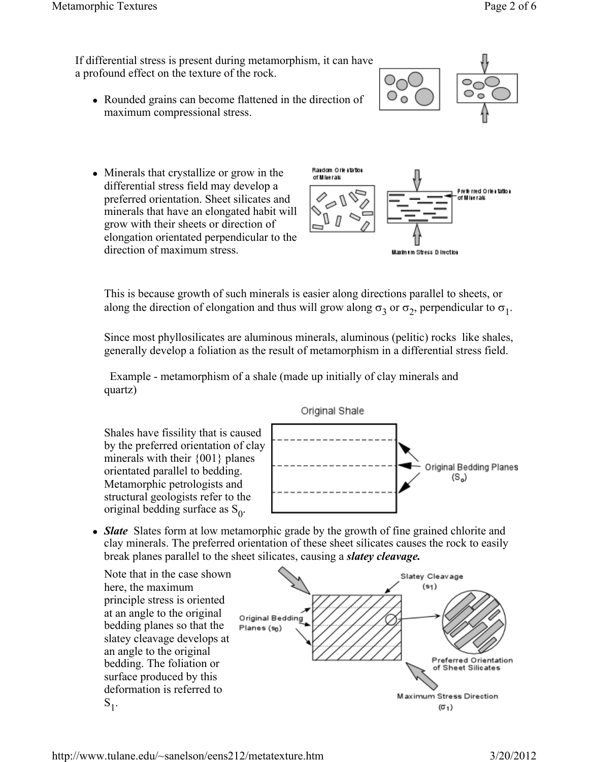If differential stress is present during metamorphism, it can have a profound effect on the texture of the rock.

- Rounded grains can become flattened in the direction of maximum compressional stress.

- Minerals that crystallize or grow in the differential stress field may develop a preferred orientation. Sheet silicates and minerals that have an elongated habit will grow with their sheets or direction of elongation orientated perpendicular to the direction of maximum stress.

This is because growth of such minerals is easier along directions parallel to sheets, or along the direction of elongation and thus will grow along $\sigma_3$ or $\sigma_2$, perpendicular to $\sigma_1$.

Since most phyllosilicates are aluminous minerals, aluminous (pelitic) rocks like shales, generally develop a foliation as the result of metamorphism in a differential stress field.

Example - metamorphism of a shale (made up initially of clay minerals and quartz)

Shales have fissility that is caused by the preferred orientation of clay minerals with their {001} planes orientated parallel to bedding. Metamorphic petrologists and structural geologists refer to the original bedding surface as $S_0$.

- ***Slate*** Slates form at low metamorphic grade by the growth of fine grained chlorite and clay minerals. The preferred orientation of these sheet silicates causes the rock to easily break planes parallel to the sheet silicates, causing a ***slatey cleavage.***

Note that in the case shown here, the maximum principle stress is oriented at an angle to the original bedding planes so that the slatey cleavage develops at an angle to the original bedding. The foliation or surface produced by this deformation is referred to $S_1$.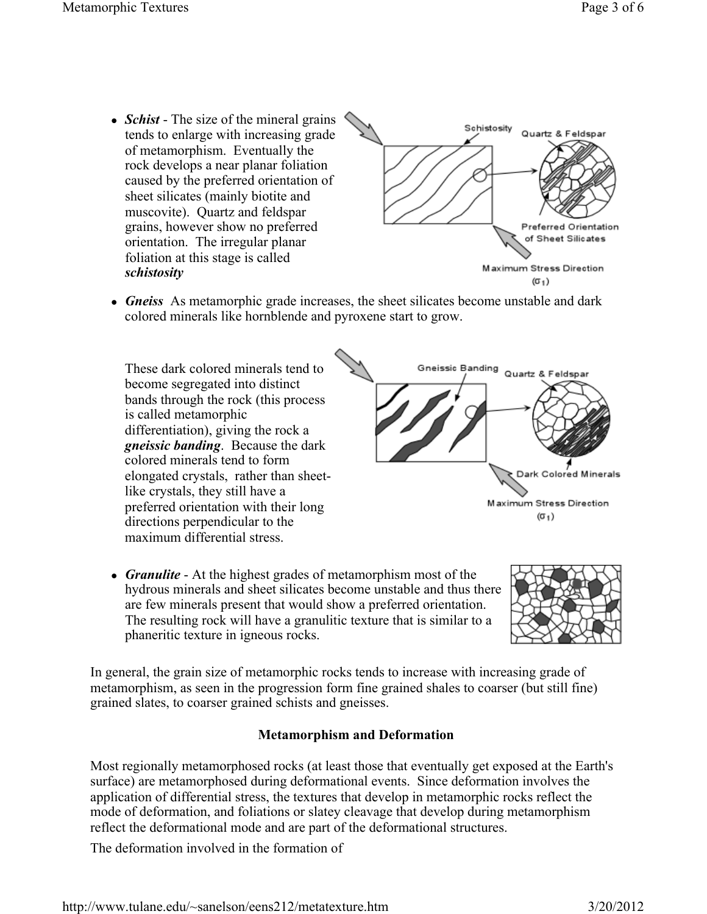- ***Schist*** - The size of the mineral grains tends to enlarge with increasing grade of metamorphism. Eventually the rock develops a near planar foliation caused by the preferred orientation of sheet silicates (mainly biotite and muscovite). Quartz and feldspar grains, however show no preferred orientation. The irregular planar foliation at this stage is called ***schistosity***

- ***Gneiss*** As metamorphic grade increases, the sheet silicates become unstable and dark colored minerals like hornblende and pyroxene start to grow.

  These dark colored minerals tend to become segregated into distinct bands through the rock (this process is called metamorphic differentiation), giving the rock a ***gneissic banding***. Because the dark colored minerals tend to form elongated crystals, rather than sheet-like crystals, they still have a preferred orientation with their long directions perpendicular to the maximum differential stress.

- ***Granulite*** - At the highest grades of metamorphism most of the hydrous minerals and sheet silicates become unstable and thus there are few minerals present that would show a preferred orientation. The resulting rock will have a granulitic texture that is similar to a phaneritic texture in igneous rocks.

In general, the grain size of metamorphic rocks tends to increase with increasing grade of metamorphism, as seen in the progression form fine grained shales to coarser (but still fine) grained slates, to coarser grained schists and gneisses.

## Metamorphism and Deformation

Most regionally metamorphosed rocks (at least those that eventually get exposed at the Earth's surface) are metamorphosed during deformational events. Since deformation involves the application of differential stress, the textures that develop in metamorphic rocks reflect the mode of deformation, and foliations or slatey cleavage that develop during metamorphism reflect the deformational mode and are part of the deformational structures.

The deformation involved in the formation of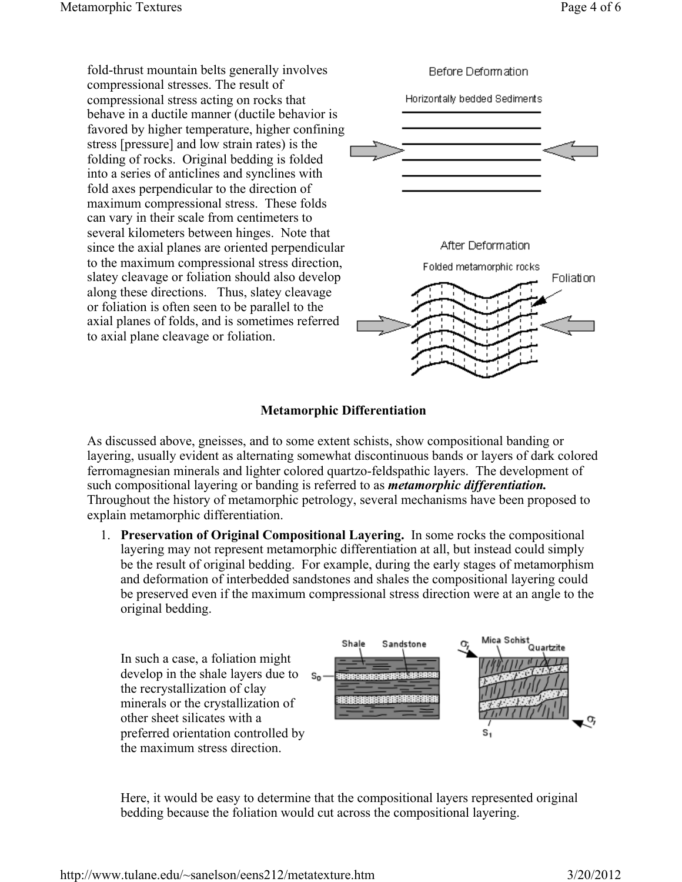fold-thrust mountain belts generally involves compressional stresses. The result of compressional stress acting on rocks that behave in a ductile manner (ductile behavior is favored by higher temperature, higher confining stress [pressure] and low strain rates) is the folding of rocks. Original bedding is folded into a series of anticlines and synclines with fold axes perpendicular to the direction of maximum compressional stress. These folds can vary in their scale from centimeters to several kilometers between hinges. Note that since the axial planes are oriented perpendicular to the maximum compressional stress direction, slatey cleavage or foliation should also develop along these directions. Thus, slatey cleavage or foliation is often seen to be parallel to the axial planes of folds, and is sometimes referred to axial plane cleavage or foliation.

### Metamorphic Differentiation

As discussed above, gneisses, and to some extent schists, show compositional banding or layering, usually evident as alternating somewhat discontinuous bands or layers of dark colored ferromagnesian minerals and lighter colored quartzo-feldspathic layers. The development of such compositional layering or banding is referred to as ***metamorphic differentiation.*** Throughout the history of metamorphic petrology, several mechanisms have been proposed to explain metamorphic differentiation.

1. **Preservation of Original Compositional Layering.** In some rocks the compositional layering may not represent metamorphic differentiation at all, but instead could simply be the result of original bedding. For example, during the early stages of metamorphism and deformation of interbedded sandstones and shales the compositional layering could be preserved even if the maximum compressional stress direction were at an angle to the original bedding.

   In such a case, a foliation might develop in the shale layers due to the recrystallization of clay minerals or the crystallization of other sheet silicates with a preferred orientation controlled by the maximum stress direction.

   Here, it would be easy to determine that the compositional layers represented original bedding because the foliation would cut across the compositional layering.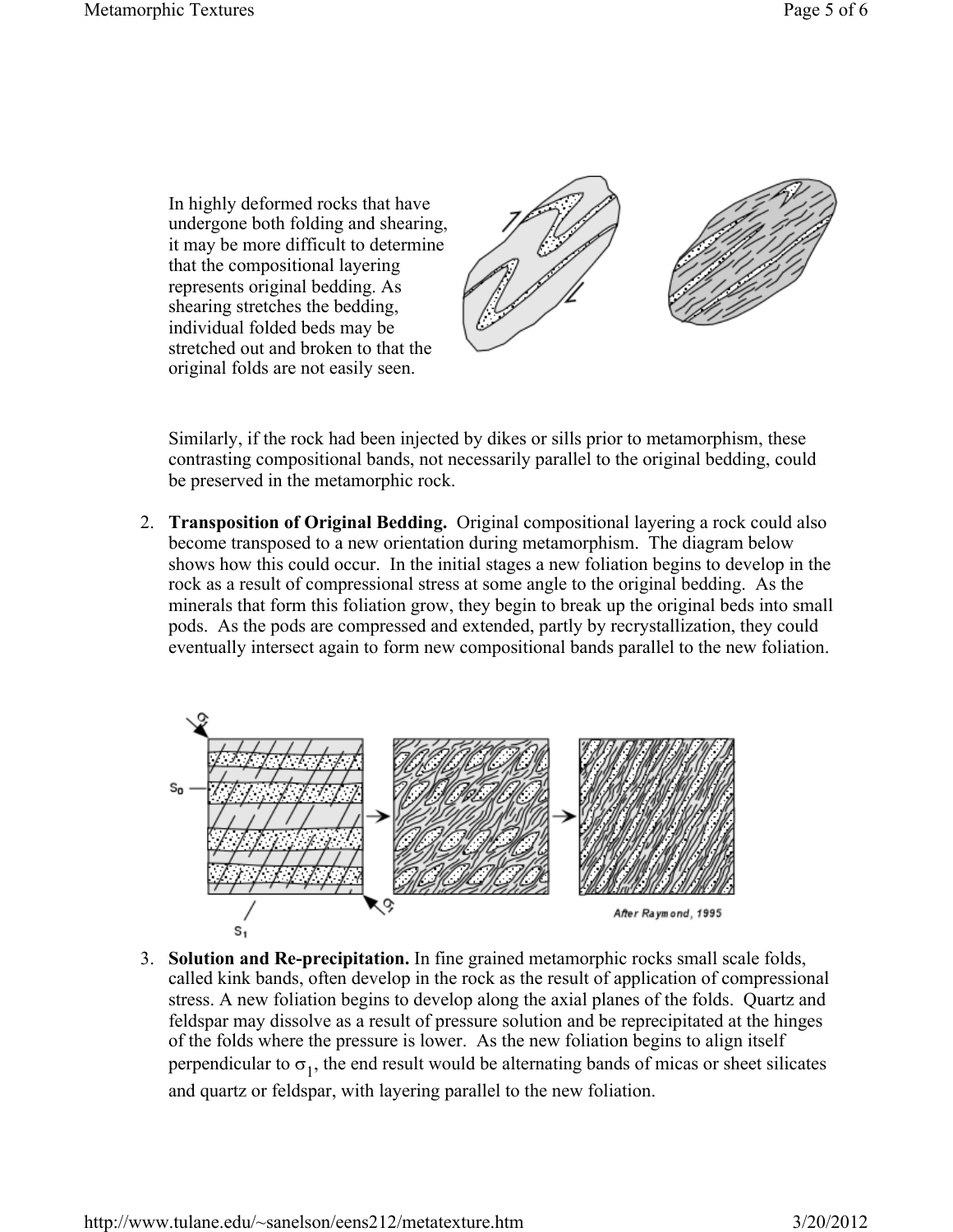In highly deformed rocks that have undergone both folding and shearing, it may be more difficult to determine that the compositional layering represents original bedding. As shearing stretches the bedding, individual folded beds may be stretched out and broken to that the original folds are not easily seen.

Similarly, if the rock had been injected by dikes or sills prior to metamorphism, these contrasting compositional bands, not necessarily parallel to the original bedding, could be preserved in the metamorphic rock.

2. **Transposition of Original Bedding.** Original compositional layering a rock could also become transposed to a new orientation during metamorphism. The diagram below shows how this could occur. In the initial stages a new foliation begins to develop in the rock as a result of compressional stress at some angle to the original bedding. As the minerals that form this foliation grow, they begin to break up the original beds into small pods. As the pods are compressed and extended, partly by recrystallization, they could eventually intersect again to form new compositional bands parallel to the new foliation.

After Raymond, 1995

3. **Solution and Re-precipitation.** In fine grained metamorphic rocks small scale folds, called kink bands, often develop in the rock as the result of application of compressional stress. A new foliation begins to develop along the axial planes of the folds. Quartz and feldspar may dissolve as a result of pressure solution and be reprecipitated at the hinges of the folds where the pressure is lower. As the new foliation begins to align itself perpendicular to $\sigma_1$, the end result would be alternating bands of micas or sheet silicates and quartz or feldspar, with layering parallel to the new foliation.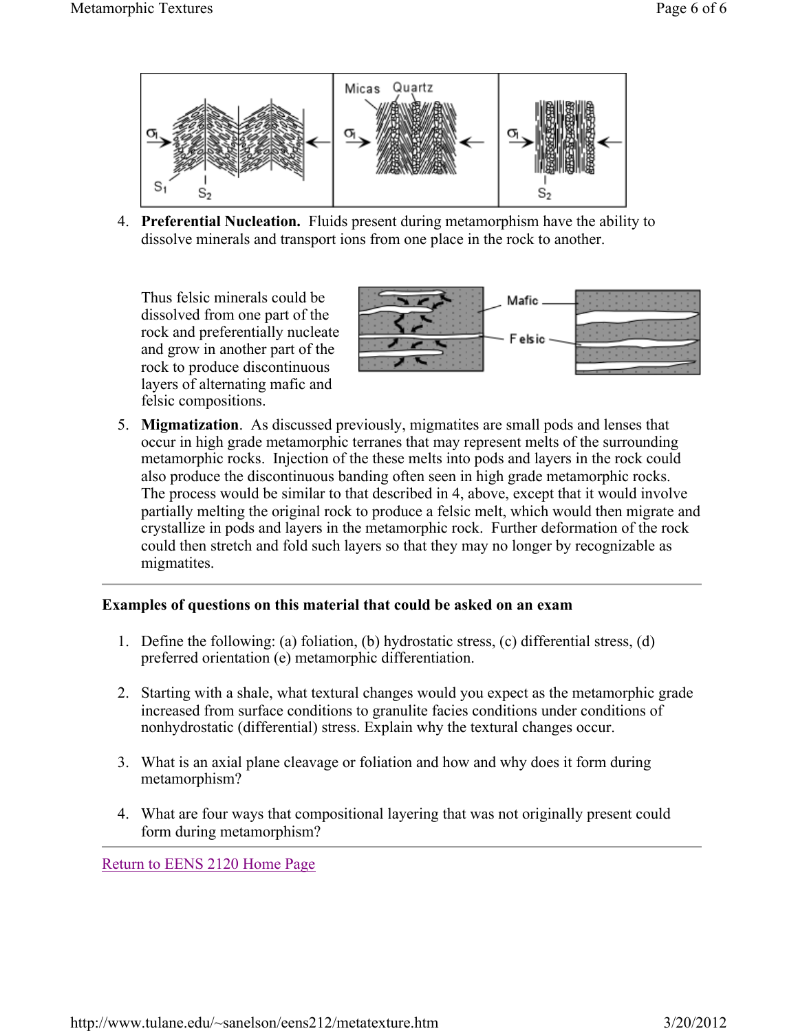σ1

S1 S2

Micas Quartz

σ1

σ1

S2

4. **Preferential Nucleation.** Fluids present during metamorphism have the ability to dissolve minerals and transport ions from one place in the rock to another.

   Thus felsic minerals could be dissolved from one part of the rock and preferentially nucleate and grow in another part of the rock to produce discontinuous layers of alternating mafic and felsic compositions.

   Mafic

   Felsic

5. **Migmatization**. As discussed previously, migmatites are small pods and lenses that occur in high grade metamorphic terranes that may represent melts of the surrounding metamorphic rocks. Injection of the these melts into pods and layers in the rock could also produce the discontinuous banding often seen in high grade metamorphic rocks. The process would be similar to that described in 4, above, except that it would involve partially melting the original rock to produce a felsic melt, which would then migrate and crystallize in pods and layers in the metamorphic rock. Further deformation of the rock could then stretch and fold such layers so that they may no longer by recognizable as migmatites.

---

**Examples of questions on this material that could be asked on an exam**

1. Define the following: (a) foliation, (b) hydrostatic stress, (c) differential stress, (d) preferred orientation (e) metamorphic differentiation.

2. Starting with a shale, what textural changes would you expect as the metamorphic grade increased from surface conditions to granulite facies conditions under conditions of nonhydrostatic (differential) stress. Explain why the textural changes occur.

3. What is an axial plane cleavage or foliation and how and why does it form during metamorphism?

4. What are four ways that compositional layering that was not originally present could form during metamorphism?

---

Return to EENS 2120 Home Page